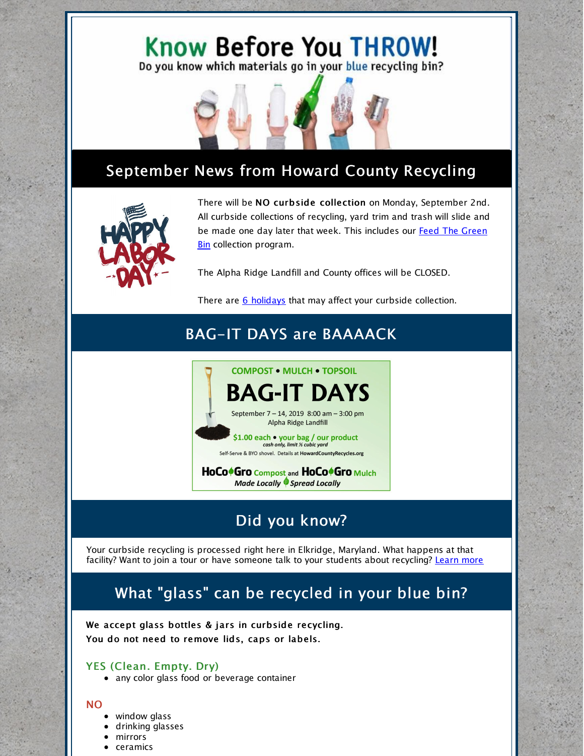# Know Before You THROW!

Do you know which materials go in your blue recycling bin?

## September News from Howard County Recycling

There will be **NO curbside collection** on Monday, September 2nd. All curbside collections of recycling, yard trim and trash will slide and be made one day later that week. This includes our Feed The Green Bin collection program.

The Alpha Ridge Landfill and County offices will be CLOSED.

There are 6 holidays that may affect your curbside collection.

## BAG-IT DAYS are BAAAACK

COMPOST • MULCH • TOPSOIL

**BAG-IT DAYS**

September 7 – 14, 2019 8:00 am – 3:00 pm
Alpha Ridge Landfill

$1.00 each • your bag / our product
*cash only, limit ½ cubic yard*

Self-Serve & BYO shovel. Details at HowardCountyRecycles.org

**HoCoGro** Compost and **HoCoGro** Mulch
*Made Locally Spread Locally*

## Did you know?

Your curbside recycling is processed right here in Elkridge, Maryland. What happens at that facility? Want to join a tour or have someone talk to your students about recycling? Learn more

## What "glass" can be recycled in your blue bin?

**We accept glass bottles & jars in curbside recycling.**
**You do not need to remove lids, caps or labels.**

### YES (Clean. Empty. Dry)

- any color glass food or beverage container

### NO

- window glass
- drinking glasses
- mirrors
- ceramics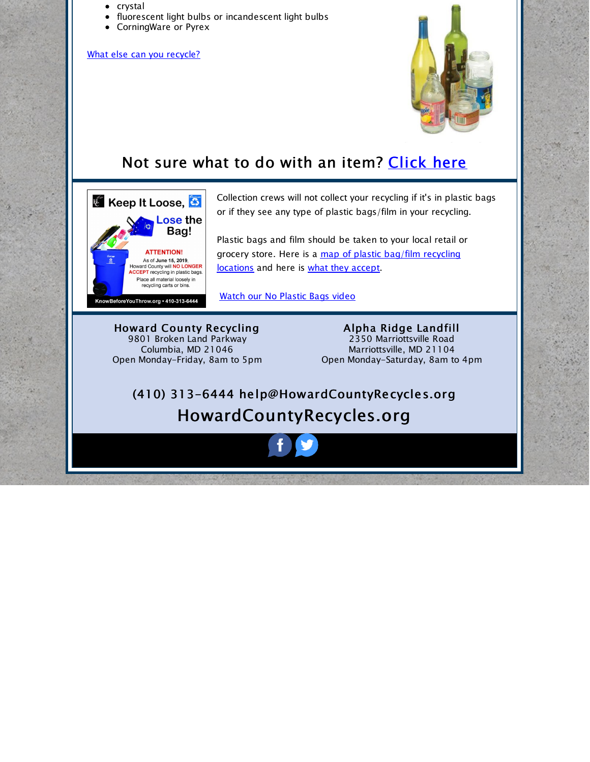- crystal
- fluorescent light bulbs or incandescent light bulbs
- CorningWare or Pyrex

What else can you recycle?

## Not sure what to do with an item? Click here

Collection crews will not collect your recycling if it's in plastic bags or if they see any type of plastic bags/film in your recycling.

Plastic bags and film should be taken to your local retail or grocery store. Here is a map of plastic bag/film recycling locations and here is what they accept.

Watch our No Plastic Bags video

**Howard County Recycling**
9801 Broken Land Parkway
Columbia, MD 21046
Open Monday-Friday, 8am to 5pm

**Alpha Ridge Landfill**
2350 Marriottsville Road
Marriottsville, MD 21104
Open Monday-Saturday, 8am to 4pm

(410) 313-6444 help@HowardCountyRecycles.org

HowardCountyRecycles.org